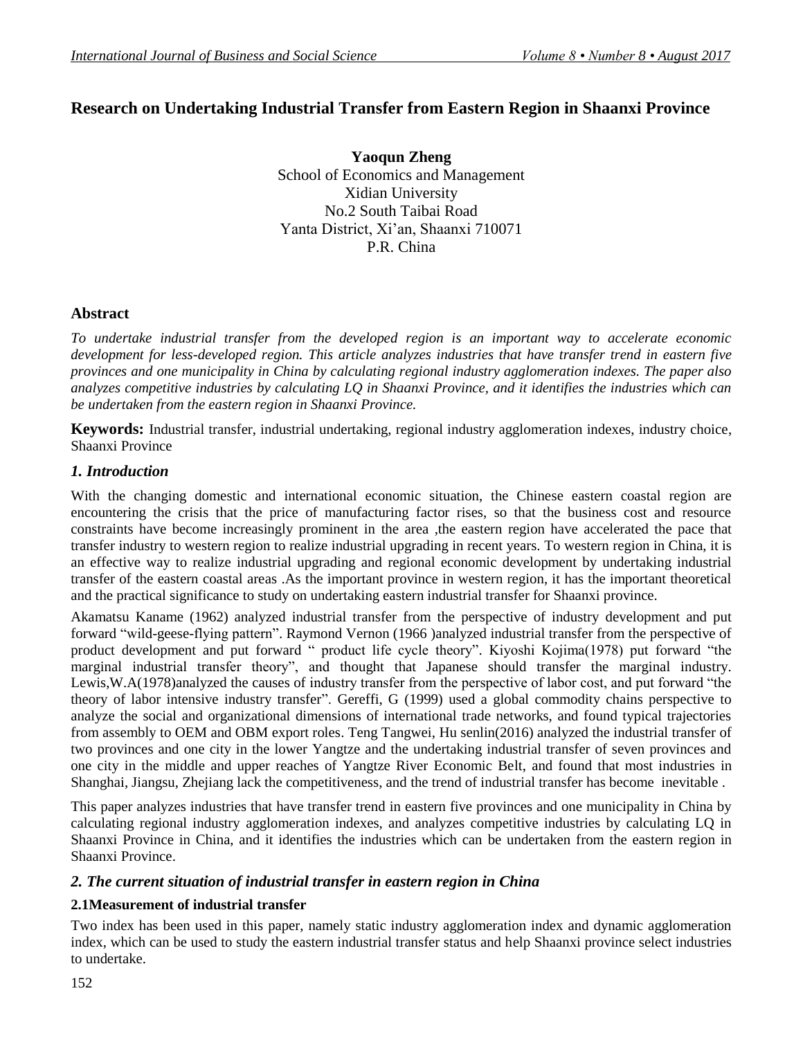# Research on Undertaking Industrial Transfer from Eastern Region in Shaanxi Province

**Yaoqun Zheng**
School of Economics and Management
Xidian University
No.2 South Taibai Road
Yanta District, Xi'an, Shaanxi 710071
P.R. China

## Abstract

*To undertake industrial transfer from the developed region is an important way to accelerate economic development for less-developed region. This article analyzes industries that have transfer trend in eastern five provinces and one municipality in China by calculating regional industry agglomeration indexes. The paper also analyzes competitive industries by calculating LQ in Shaanxi Province, and it identifies the industries which can be undertaken from the eastern region in Shaanxi Province.*

**Keywords:** Industrial transfer, industrial undertaking, regional industry agglomeration indexes, industry choice, Shaanxi Province

## 1. Introduction

With the changing domestic and international economic situation, the Chinese eastern coastal region are encountering the crisis that the price of manufacturing factor rises, so that the business cost and resource constraints have become increasingly prominent in the area ,the eastern region have accelerated the pace that transfer industry to western region to realize industrial upgrading in recent years. To western region in China, it is an effective way to realize industrial upgrading and regional economic development by undertaking industrial transfer of the eastern coastal areas .As the important province in western region, it has the important theoretical and the practical significance to study on undertaking eastern industrial transfer for Shaanxi province.

Akamatsu Kaname (1962) analyzed industrial transfer from the perspective of industry development and put forward "wild-geese-flying pattern". Raymond Vernon (1966 )analyzed industrial transfer from the perspective of product development and put forward " product life cycle theory". Kiyoshi Kojima(1978) put forward "the marginal industrial transfer theory", and thought that Japanese should transfer the marginal industry. Lewis,W.A(1978)analyzed the causes of industry transfer from the perspective of labor cost, and put forward "the theory of labor intensive industry transfer". Gereffi, G (1999) used a global commodity chains perspective to analyze the social and organizational dimensions of international trade networks, and found typical trajectories from assembly to OEM and OBM export roles. Teng Tangwei, Hu senlin(2016) analyzed the industrial transfer of two provinces and one city in the lower Yangtze and the undertaking industrial transfer of seven provinces and one city in the middle and upper reaches of Yangtze River Economic Belt, and found that most industries in Shanghai, Jiangsu, Zhejiang lack the competitiveness, and the trend of industrial transfer has become inevitable .

This paper analyzes industries that have transfer trend in eastern five provinces and one municipality in China by calculating regional industry agglomeration indexes, and analyzes competitive industries by calculating LQ in Shaanxi Province in China, and it identifies the industries which can be undertaken from the eastern region in Shaanxi Province.

## 2. The current situation of industrial transfer in eastern region in China

### 2.1Measurement of industrial transfer

Two index has been used in this paper, namely static industry agglomeration index and dynamic agglomeration index, which can be used to study the eastern industrial transfer status and help Shaanxi province select industries to undertake.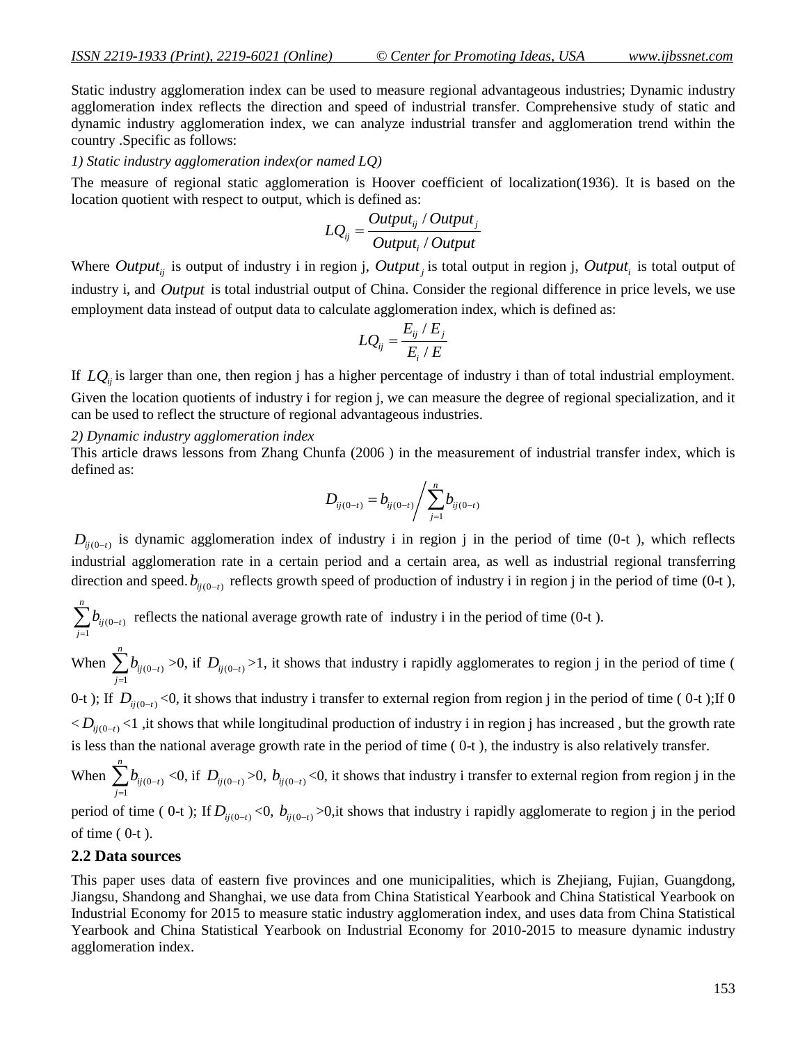Static industry agglomeration index can be used to measure regional advantageous industries; Dynamic industry agglomeration index reflects the direction and speed of industrial transfer. Comprehensive study of static and dynamic industry agglomeration index, we can analyze industrial transfer and agglomeration trend within the country .Specific as follows:

*1) Static industry agglomeration index(or named LQ)*

The measure of regional static agglomeration is Hoover coefficient of localization(1936). It is based on the location quotient with respect to output, which is defined as:

$$LQ_{ij} = \frac{Output_{ij} / Output_j}{Output_i / Output}$$

Where $Output_{ij}$ is output of industry i in region j, $Output_j$ is total output in region j, $Output_i$ is total output of industry i, and $Output$ is total industrial output of China. Consider the regional difference in price levels, we use employment data instead of output data to calculate agglomeration index, which is defined as:

$$LQ_{ij} = \frac{E_{ij} / E_j}{E_i / E}$$

If $LQ_{ij}$ is larger than one, then region j has a higher percentage of industry i than of total industrial employment. Given the location quotients of industry i for region j, we can measure the degree of regional specialization, and it can be used to reflect the structure of regional advantageous industries.

*2) Dynamic industry agglomeration index*

This article draws lessons from Zhang Chunfa (2006 ) in the measurement of industrial transfer index, which is defined as:

$$D_{ij(0-t)} = b_{ij(0-t)} \Big/ \sum_{j=1}^{n} b_{ij(0-t)}$$

$D_{ij(0-t)}$ is dynamic agglomeration index of industry i in region j in the period of time (0-t ), which reflects industrial agglomeration rate in a certain period and a certain area, as well as industrial regional transferring direction and speed. $b_{ij(0-t)}$ reflects growth speed of production of industry i in region j in the period of time (0-t ), $\sum_{j=1}^{n} b_{ij(0-t)}$ reflects the national average growth rate of industry i in the period of time (0-t ).

When $\sum_{j=1}^{n} b_{ij(0-t)} > 0$, if $D_{ij(0-t)} > 1$, it shows that industry i rapidly agglomerates to region j in the period of time ( 0-t ); If $D_{ij(0-t)} < 0$, it shows that industry i transfer to external region from region j in the period of time ( 0-t );If $0 < D_{ij(0-t)} < 1$ ,it shows that while longitudinal production of industry i in region j has increased , but the growth rate is less than the national average growth rate in the period of time ( 0-t ), the industry is also relatively transfer.

When $\sum_{j=1}^{n} b_{ij(0-t)} < 0$, if $D_{ij(0-t)} > 0$, $b_{ij(0-t)} < 0$, it shows that industry i transfer to external region from region j in the period of time ( 0-t ); If $D_{ij(0-t)} < 0$, $b_{ij(0-t)} > 0$,it shows that industry i rapidly agglomerate to region j in the period of time ( 0-t ).

## 2.2 Data sources

This paper uses data of eastern five provinces and one municipalities, which is Zhejiang, Fujian, Guangdong, Jiangsu, Shandong and Shanghai, we use data from China Statistical Yearbook and China Statistical Yearbook on Industrial Economy for 2015 to measure static industry agglomeration index, and uses data from China Statistical Yearbook and China Statistical Yearbook on Industrial Economy for 2010-2015 to measure dynamic industry agglomeration index.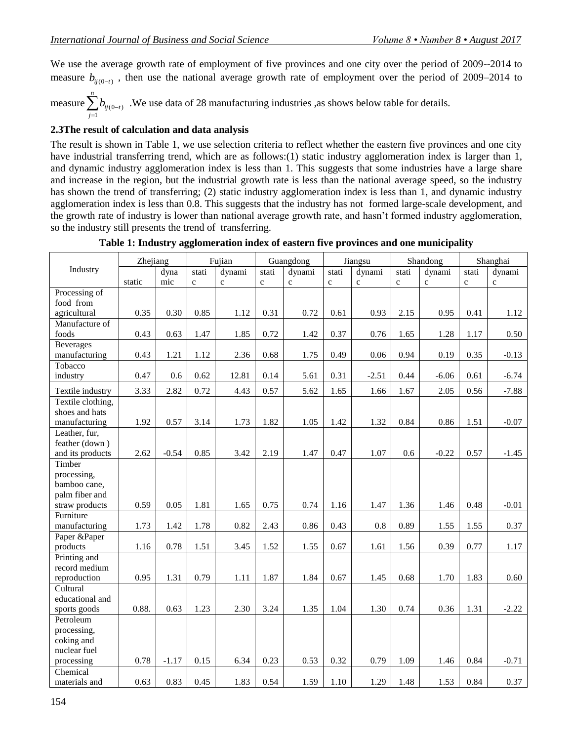We use the average growth rate of employment of five provinces and one city over the period of 2009--2014 to measure $b_{ij(0-t)}$ , then use the national average growth rate of employment over the period of 2009–2014 to measure $\sum_{j=1}^{n} b_{ij(0-t)}$ .We use data of 28 manufacturing industries ,as shows below table for details.

## 2.3The result of calculation and data analysis

The result is shown in Table 1, we use selection criteria to reflect whether the eastern five provinces and one city have industrial transferring trend, which are as follows:(1) static industry agglomeration index is larger than 1, and dynamic industry agglomeration index is less than 1. This suggests that some industries have a large share and increase in the region, but the industrial growth rate is less than the national average speed, so the industry has shown the trend of transferring; (2) static industry agglomeration index is less than 1, and dynamic industry agglomeration index is less than 0.8. This suggests that the industry has not formed large-scale development, and the growth rate of industry is lower than national average growth rate, and hasn't formed industry agglomeration, so the industry still presents the trend of transferring.

**Table 1: Industry agglomeration index of eastern five provinces and one municipality**

| Industry | Zhejiang | | Fujian | | Guangdong | | Jiangsu | | Shandong | | Shanghai | |
|---|---|---|---|---|---|---|---|---|---|---|---|---|
| | static | dynamic | static | dynamic | static | dynamic | static | dynamic | static | dynamic | static | dynamic |
| Processing of food from agricultural | 0.35 | 0.30 | 0.85 | 1.12 | 0.31 | 0.72 | 0.61 | 0.93 | 2.15 | 0.95 | 0.41 | 1.12 |
| Manufacture of foods | 0.43 | 0.63 | 1.47 | 1.85 | 0.72 | 1.42 | 0.37 | 0.76 | 1.65 | 1.28 | 1.17 | 0.50 |
| Beverages manufacturing | 0.43 | 1.21 | 1.12 | 2.36 | 0.68 | 1.75 | 0.49 | 0.06 | 0.94 | 0.19 | 0.35 | -0.13 |
| Tobacco industry | 0.47 | 0.6 | 0.62 | 12.81 | 0.14 | 5.61 | 0.31 | -2.51 | 0.44 | -6.06 | 0.61 | -6.74 |
| Textile industry | 3.33 | 2.82 | 0.72 | 4.43 | 0.57 | 5.62 | 1.65 | 1.66 | 1.67 | 2.05 | 0.56 | -7.88 |
| Textile clothing, shoes and hats manufacturing | 1.92 | 0.57 | 3.14 | 1.73 | 1.82 | 1.05 | 1.42 | 1.32 | 0.84 | 0.86 | 1.51 | -0.07 |
| Leather, fur, feather (down ) and its products | 2.62 | -0.54 | 0.85 | 3.42 | 2.19 | 1.47 | 0.47 | 1.07 | 0.6 | -0.22 | 0.57 | -1.45 |
| Timber processing, bamboo cane, palm fiber and straw products | 0.59 | 0.05 | 1.81 | 1.65 | 0.75 | 0.74 | 1.16 | 1.47 | 1.36 | 1.46 | 0.48 | -0.01 |
| Furniture manufacturing | 1.73 | 1.42 | 1.78 | 0.82 | 2.43 | 0.86 | 0.43 | 0.8 | 0.89 | 1.55 | 1.55 | 0.37 |
| Paper &Paper products | 1.16 | 0.78 | 1.51 | 3.45 | 1.52 | 1.55 | 0.67 | 1.61 | 1.56 | 0.39 | 0.77 | 1.17 |
| Printing and record medium reproduction | 0.95 | 1.31 | 0.79 | 1.11 | 1.87 | 1.84 | 0.67 | 1.45 | 0.68 | 1.70 | 1.83 | 0.60 |
| Cultural educational and sports goods | 0.88. | 0.63 | 1.23 | 2.30 | 3.24 | 1.35 | 1.04 | 1.30 | 0.74 | 0.36 | 1.31 | -2.22 |
| Petroleum processing, coking and nuclear fuel processing | 0.78 | -1.17 | 0.15 | 6.34 | 0.23 | 0.53 | 0.32 | 0.79 | 1.09 | 1.46 | 0.84 | -0.71 |
| Chemical materials and | 0.63 | 0.83 | 0.45 | 1.83 | 0.54 | 1.59 | 1.10 | 1.29 | 1.48 | 1.53 | 0.84 | 0.37 |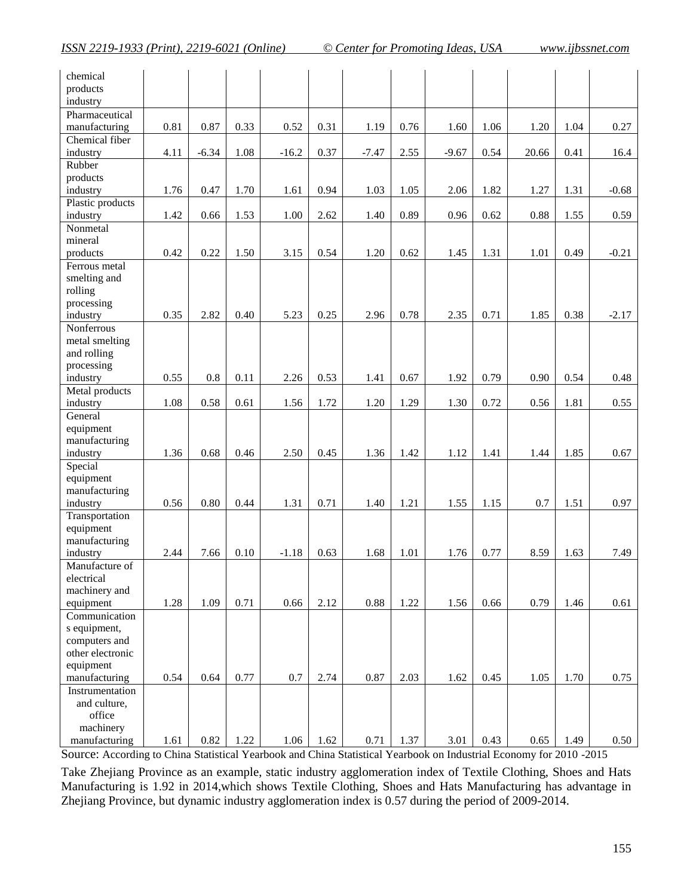| | | | | | | | | | | | | |
|---|---|---|---|---|---|---|---|---|---|---|---|---|
| chemical products industry | | | | | | | | | | | | |
| Pharmaceutical manufacturing | 0.81 | 0.87 | 0.33 | 0.52 | 0.31 | 1.19 | 0.76 | 1.60 | 1.06 | 1.20 | 1.04 | 0.27 |
| Chemical fiber industry | 4.11 | -6.34 | 1.08 | -16.2 | 0.37 | -7.47 | 2.55 | -9.67 | 0.54 | 20.66 | 0.41 | 16.4 |
| Rubber products industry | 1.76 | 0.47 | 1.70 | 1.61 | 0.94 | 1.03 | 1.05 | 2.06 | 1.82 | 1.27 | 1.31 | -0.68 |
| Plastic products industry | 1.42 | 0.66 | 1.53 | 1.00 | 2.62 | 1.40 | 0.89 | 0.96 | 0.62 | 0.88 | 1.55 | 0.59 |
| Nonmetal mineral products | 0.42 | 0.22 | 1.50 | 3.15 | 0.54 | 1.20 | 0.62 | 1.45 | 1.31 | 1.01 | 0.49 | -0.21 |
| Ferrous metal smelting and rolling processing industry | 0.35 | 2.82 | 0.40 | 5.23 | 0.25 | 2.96 | 0.78 | 2.35 | 0.71 | 1.85 | 0.38 | -2.17 |
| Nonferrous metal smelting and rolling processing industry | 0.55 | 0.8 | 0.11 | 2.26 | 0.53 | 1.41 | 0.67 | 1.92 | 0.79 | 0.90 | 0.54 | 0.48 |
| Metal products industry | 1.08 | 0.58 | 0.61 | 1.56 | 1.72 | 1.20 | 1.29 | 1.30 | 0.72 | 0.56 | 1.81 | 0.55 |
| General equipment manufacturing industry | 1.36 | 0.68 | 0.46 | 2.50 | 0.45 | 1.36 | 1.42 | 1.12 | 1.41 | 1.44 | 1.85 | 0.67 |
| Special equipment manufacturing industry | 0.56 | 0.80 | 0.44 | 1.31 | 0.71 | 1.40 | 1.21 | 1.55 | 1.15 | 0.7 | 1.51 | 0.97 |
| Transportation equipment manufacturing industry | 2.44 | 7.66 | 0.10 | -1.18 | 0.63 | 1.68 | 1.01 | 1.76 | 0.77 | 8.59 | 1.63 | 7.49 |
| Manufacture of electrical machinery and equipment | 1.28 | 1.09 | 0.71 | 0.66 | 2.12 | 0.88 | 1.22 | 1.56 | 0.66 | 0.79 | 1.46 | 0.61 |
| Communications equipment, computers and other electronic equipment manufacturing | 0.54 | 0.64 | 0.77 | 0.7 | 2.74 | 0.87 | 2.03 | 1.62 | 0.45 | 1.05 | 1.70 | 0.75 |
| Instrumentation and culture, office machinery manufacturing | 1.61 | 0.82 | 1.22 | 1.06 | 1.62 | 0.71 | 1.37 | 3.01 | 0.43 | 0.65 | 1.49 | 0.50 |

Source: According to China Statistical Yearbook and China Statistical Yearbook on Industrial Economy for 2010 -2015

Take Zhejiang Province as an example, static industry agglomeration index of Textile Clothing, Shoes and Hats Manufacturing is 1.92 in 2014,which shows Textile Clothing, Shoes and Hats Manufacturing has advantage in Zhejiang Province, but dynamic industry agglomeration index is 0.57 during the period of 2009-2014.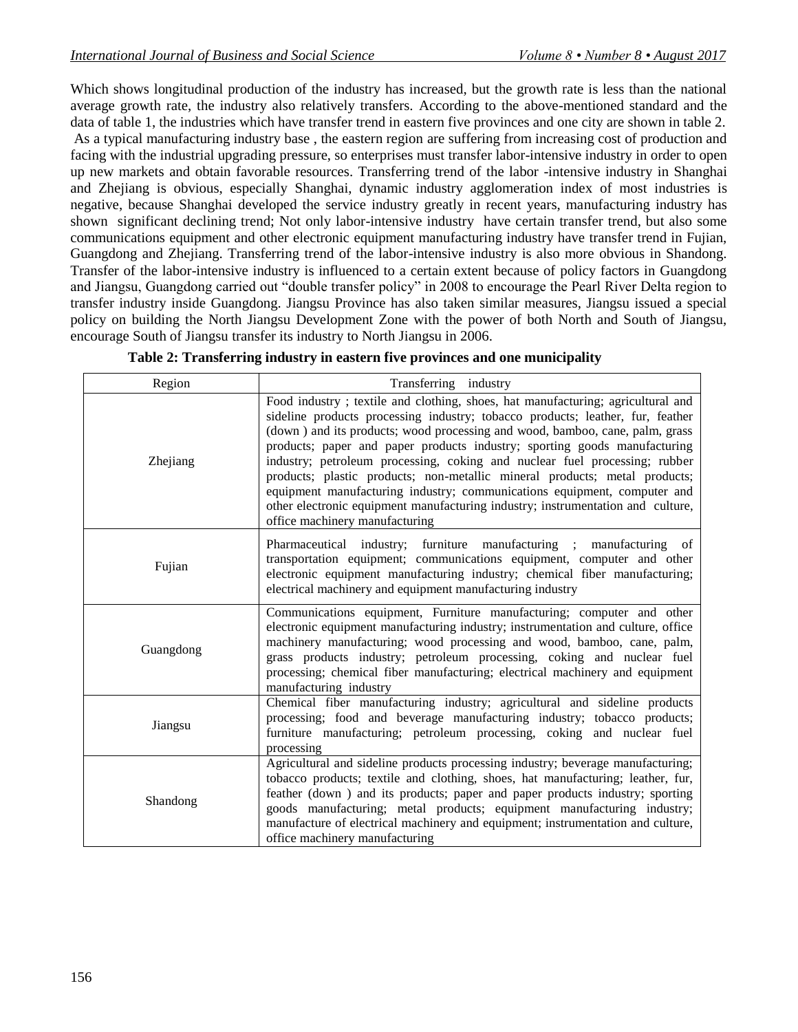Which shows longitudinal production of the industry has increased, but the growth rate is less than the national average growth rate, the industry also relatively transfers. According to the above-mentioned standard and the data of table 1, the industries which have transfer trend in eastern five provinces and one city are shown in table 2. As a typical manufacturing industry base , the eastern region are suffering from increasing cost of production and facing with the industrial upgrading pressure, so enterprises must transfer labor-intensive industry in order to open up new markets and obtain favorable resources. Transferring trend of the labor -intensive industry in Shanghai and Zhejiang is obvious, especially Shanghai, dynamic industry agglomeration index of most industries is negative, because Shanghai developed the service industry greatly in recent years, manufacturing industry has shown significant declining trend; Not only labor-intensive industry have certain transfer trend, but also some communications equipment and other electronic equipment manufacturing industry have transfer trend in Fujian, Guangdong and Zhejiang. Transferring trend of the labor-intensive industry is also more obvious in Shandong. Transfer of the labor-intensive industry is influenced to a certain extent because of policy factors in Guangdong and Jiangsu, Guangdong carried out "double transfer policy" in 2008 to encourage the Pearl River Delta region to transfer industry inside Guangdong. Jiangsu Province has also taken similar measures, Jiangsu issued a special policy on building the North Jiangsu Development Zone with the power of both North and South of Jiangsu, encourage South of Jiangsu transfer its industry to North Jiangsu in 2006.

**Table 2: Transferring industry in eastern five provinces and one municipality**

| Region | Transferring industry |
|---|---|
| Zhejiang | Food industry ; textile and clothing, shoes, hat manufacturing; agricultural and sideline products processing industry; tobacco products; leather, fur, feather (down ) and its products; wood processing and wood, bamboo, cane, palm, grass products; paper and paper products industry; sporting goods manufacturing industry; petroleum processing, coking and nuclear fuel processing; rubber products; plastic products; non-metallic mineral products; metal products; equipment manufacturing industry; communications equipment, computer and other electronic equipment manufacturing industry; instrumentation and culture, office machinery manufacturing |
| Fujian | Pharmaceutical industry; furniture manufacturing ; manufacturing of transportation equipment; communications equipment, computer and other electronic equipment manufacturing industry; chemical fiber manufacturing; electrical machinery and equipment manufacturing industry |
| Guangdong | Communications equipment, Furniture manufacturing; computer and other electronic equipment manufacturing industry; instrumentation and culture, office machinery manufacturing; wood processing and wood, bamboo, cane, palm, grass products industry; petroleum processing, coking and nuclear fuel processing; chemical fiber manufacturing; electrical machinery and equipment manufacturing industry |
| Jiangsu | Chemical fiber manufacturing industry; agricultural and sideline products processing; food and beverage manufacturing industry; tobacco products; furniture manufacturing; petroleum processing, coking and nuclear fuel processing |
| Shandong | Agricultural and sideline products processing industry; beverage manufacturing; tobacco products; textile and clothing, shoes, hat manufacturing; leather, fur, feather (down ) and its products; paper and paper products industry; sporting goods manufacturing; metal products; equipment manufacturing industry; manufacture of electrical machinery and equipment; instrumentation and culture, office machinery manufacturing |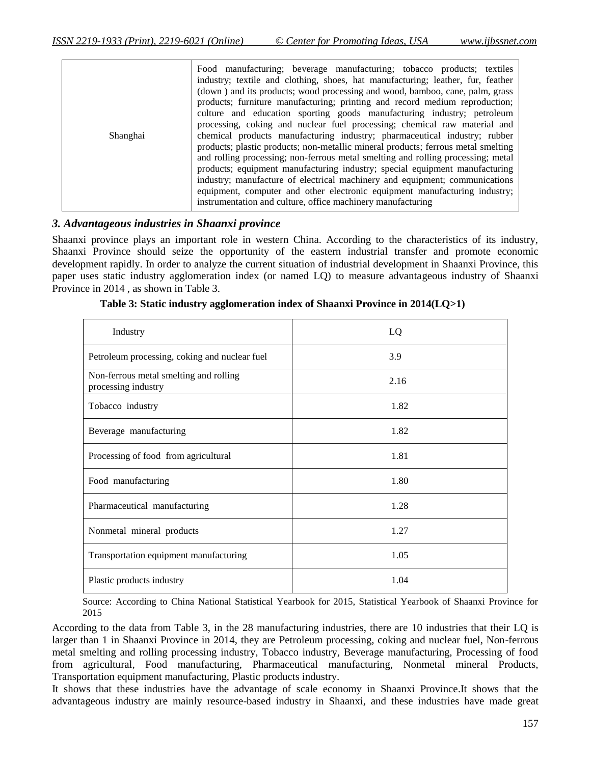| | |
|---|---|
| Shanghai | Food manufacturing; beverage manufacturing; tobacco products; textiles industry; textile and clothing, shoes, hat manufacturing; leather, fur, feather (down ) and its products; wood processing and wood, bamboo, cane, palm, grass products; furniture manufacturing; printing and record medium reproduction; culture and education sporting goods manufacturing industry; petroleum processing, coking and nuclear fuel processing; chemical raw material and chemical products manufacturing industry; pharmaceutical industry; rubber products; plastic products; non-metallic mineral products; ferrous metal smelting and rolling processing; non-ferrous metal smelting and rolling processing; metal products; equipment manufacturing industry; special equipment manufacturing industry; manufacture of electrical machinery and equipment; communications equipment, computer and other electronic equipment manufacturing industry; instrumentation and culture, office machinery manufacturing |

### *3. Advantageous industries in Shaanxi province*

Shaanxi province plays an important role in western China. According to the characteristics of its industry, Shaanxi Province should seize the opportunity of the eastern industrial transfer and promote economic development rapidly. In order to analyze the current situation of industrial development in Shaanxi Province, this paper uses static industry agglomeration index (or named LQ) to measure advantageous industry of Shaanxi Province in 2014 , as shown in Table 3.

**Table 3: Static industry agglomeration index of Shaanxi Province in 2014(LQ>1)**

| Industry | LQ |
|---|---|
| Petroleum processing, coking and nuclear fuel | 3.9 |
| Non-ferrous metal smelting and rolling processing industry | 2.16 |
| Tobacco industry | 1.82 |
| Beverage manufacturing | 1.82 |
| Processing of food from agricultural | 1.81 |
| Food manufacturing | 1.80 |
| Pharmaceutical manufacturing | 1.28 |
| Nonmetal mineral products | 1.27 |
| Transportation equipment manufacturing | 1.05 |
| Plastic products industry | 1.04 |

Source: According to China National Statistical Yearbook for 2015, Statistical Yearbook of Shaanxi Province for 2015

According to the data from Table 3, in the 28 manufacturing industries, there are 10 industries that their LQ is larger than 1 in Shaanxi Province in 2014, they are Petroleum processing, coking and nuclear fuel, Non-ferrous metal smelting and rolling processing industry, Tobacco industry, Beverage manufacturing, Processing of food from agricultural, Food manufacturing, Pharmaceutical manufacturing, Nonmetal mineral Products, Transportation equipment manufacturing, Plastic products industry.

It shows that these industries have the advantage of scale economy in Shaanxi Province.It shows that the advantageous industry are mainly resource-based industry in Shaanxi, and these industries have made great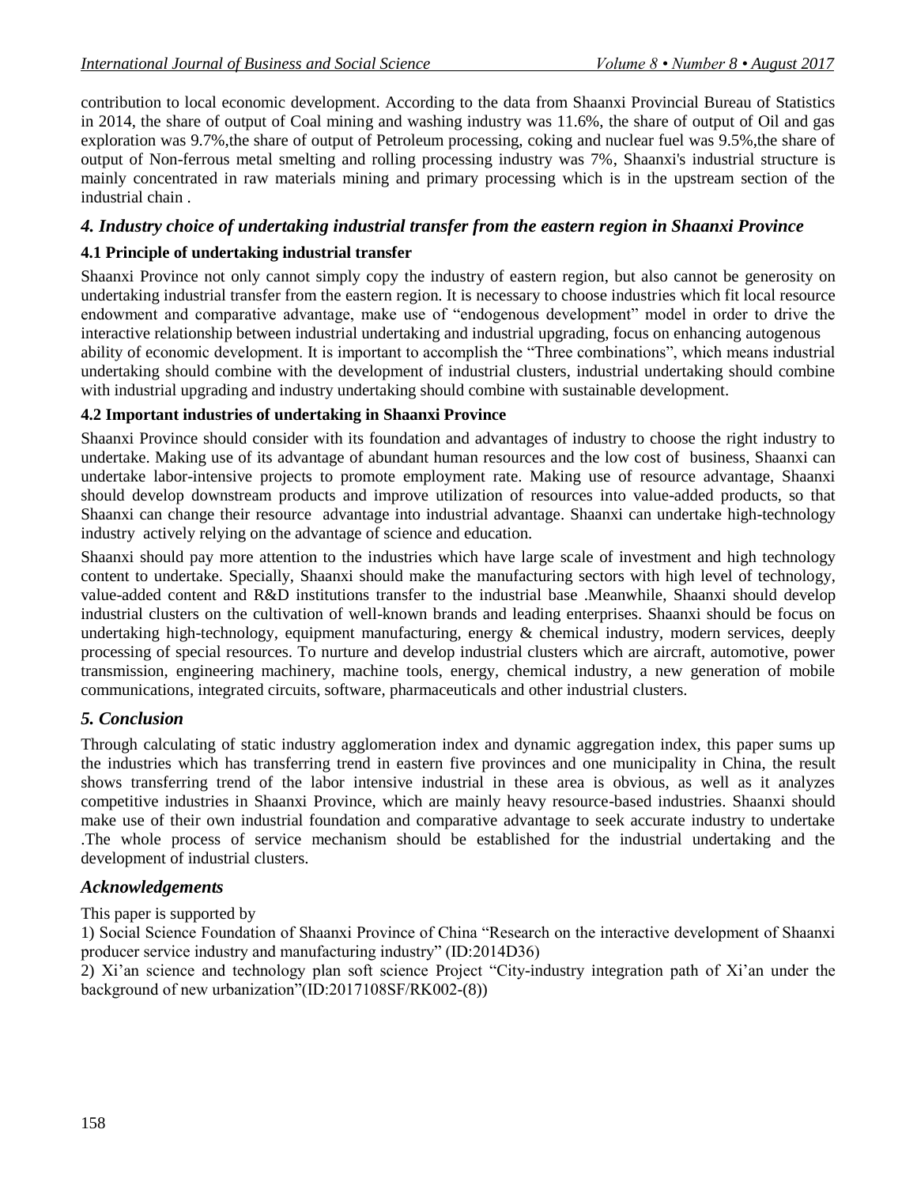contribution to local economic development. According to the data from Shaanxi Provincial Bureau of Statistics in 2014, the share of output of Coal mining and washing industry was 11.6%, the share of output of Oil and gas exploration was 9.7%,the share of output of Petroleum processing, coking and nuclear fuel was 9.5%,the share of output of Non-ferrous metal smelting and rolling processing industry was 7%, Shaanxi's industrial structure is mainly concentrated in raw materials mining and primary processing which is in the upstream section of the industrial chain .

## *4. Industry choice of undertaking industrial transfer from the eastern region in Shaanxi Province*

### 4.1 Principle of undertaking industrial transfer

Shaanxi Province not only cannot simply copy the industry of eastern region, but also cannot be generosity on undertaking industrial transfer from the eastern region. It is necessary to choose industries which fit local resource endowment and comparative advantage, make use of "endogenous development" model in order to drive the interactive relationship between industrial undertaking and industrial upgrading, focus on enhancing autogenous ability of economic development. It is important to accomplish the "Three combinations", which means industrial undertaking should combine with the development of industrial clusters, industrial undertaking should combine with industrial upgrading and industry undertaking should combine with sustainable development.

### 4.2 Important industries of undertaking in Shaanxi Province

Shaanxi Province should consider with its foundation and advantages of industry to choose the right industry to undertake. Making use of its advantage of abundant human resources and the low cost of business, Shaanxi can undertake labor-intensive projects to promote employment rate. Making use of resource advantage, Shaanxi should develop downstream products and improve utilization of resources into value-added products, so that Shaanxi can change their resource advantage into industrial advantage. Shaanxi can undertake high-technology industry actively relying on the advantage of science and education.

Shaanxi should pay more attention to the industries which have large scale of investment and high technology content to undertake. Specially, Shaanxi should make the manufacturing sectors with high level of technology, value-added content and R&D institutions transfer to the industrial base .Meanwhile, Shaanxi should develop industrial clusters on the cultivation of well-known brands and leading enterprises. Shaanxi should be focus on undertaking high-technology, equipment manufacturing, energy & chemical industry, modern services, deeply processing of special resources. To nurture and develop industrial clusters which are aircraft, automotive, power transmission, engineering machinery, machine tools, energy, chemical industry, a new generation of mobile communications, integrated circuits, software, pharmaceuticals and other industrial clusters.

## *5. Conclusion*

Through calculating of static industry agglomeration index and dynamic aggregation index, this paper sums up the industries which has transferring trend in eastern five provinces and one municipality in China, the result shows transferring trend of the labor intensive industrial in these area is obvious, as well as it analyzes competitive industries in Shaanxi Province, which are mainly heavy resource-based industries. Shaanxi should make use of their own industrial foundation and comparative advantage to seek accurate industry to undertake .The whole process of service mechanism should be established for the industrial undertaking and the development of industrial clusters.

## *Acknowledgements*

This paper is supported by

1) Social Science Foundation of Shaanxi Province of China "Research on the interactive development of Shaanxi producer service industry and manufacturing industry" (ID:2014D36)

2) Xi'an science and technology plan soft science Project "City-industry integration path of Xi'an under the background of new urbanization"(ID:2017108SF/RK002-(8))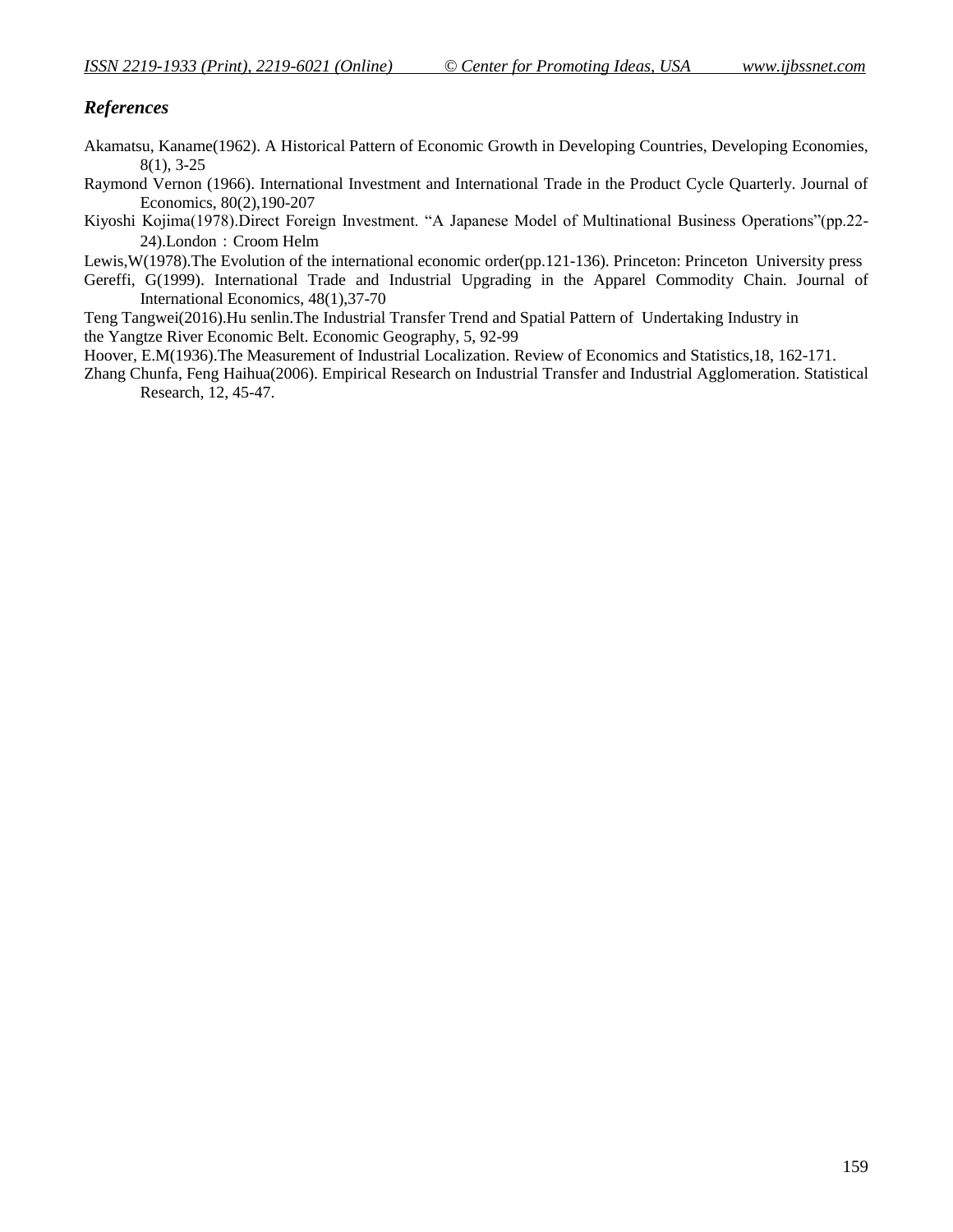### *References*

Akamatsu, Kaname(1962). A Historical Pattern of Economic Growth in Developing Countries, Developing Economies, 8(1), 3-25

Raymond Vernon (1966). International Investment and International Trade in the Product Cycle Quarterly. Journal of Economics, 80(2),190-207

Kiyoshi Kojima(1978).Direct Foreign Investment. “A Japanese Model of Multinational Business Operations”(pp.22-24).London：Croom Helm

Lewis,W(1978).The Evolution of the international economic order(pp.121-136). Princeton: Princeton University press

Gereffi, G(1999). International Trade and Industrial Upgrading in the Apparel Commodity Chain. Journal of International Economics, 48(1),37-70

Teng Tangwei(2016).Hu senlin.The Industrial Transfer Trend and Spatial Pattern of Undertaking Industry in the Yangtze River Economic Belt. Economic Geography, 5, 92-99

Hoover, E.M(1936).The Measurement of Industrial Localization. Review of Economics and Statistics,18, 162-171.

Zhang Chunfa, Feng Haihua(2006). Empirical Research on Industrial Transfer and Industrial Agglomeration. Statistical Research, 12, 45-47.